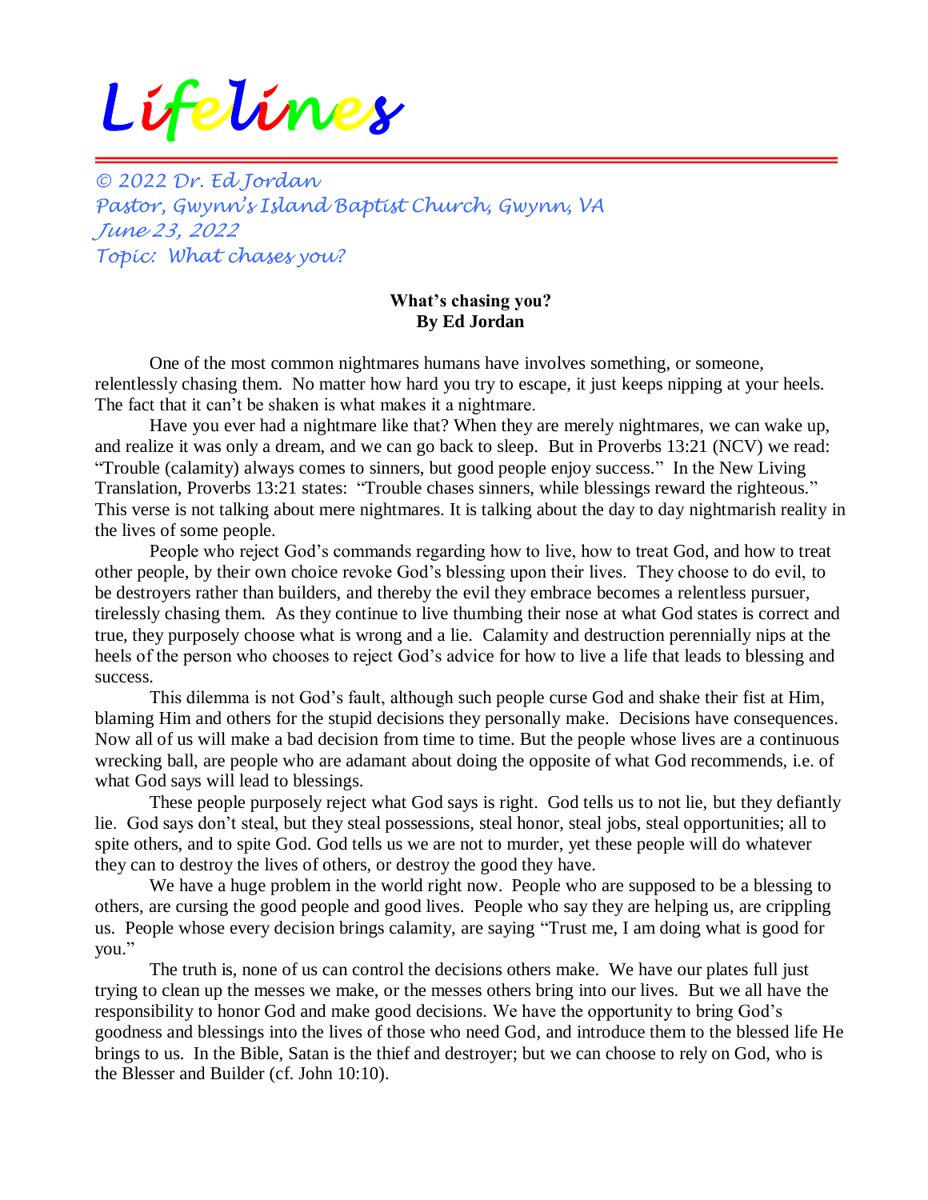# Lifelines

*© 2022 Dr. Ed Jordan*
*Pastor, Gwynn's Island Baptist Church, Gwynn, VA*
*June 23, 2022*
*Topic: What chases you?*

**What's chasing you?**
**By Ed Jordan**

One of the most common nightmares humans have involves something, or someone, relentlessly chasing them. No matter how hard you try to escape, it just keeps nipping at your heels. The fact that it can't be shaken is what makes it a nightmare.

Have you ever had a nightmare like that? When they are merely nightmares, we can wake up, and realize it was only a dream, and we can go back to sleep. But in Proverbs 13:21 (NCV) we read: "Trouble (calamity) always comes to sinners, but good people enjoy success." In the New Living Translation, Proverbs 13:21 states: "Trouble chases sinners, while blessings reward the righteous." This verse is not talking about mere nightmares. It is talking about the day to day nightmarish reality in the lives of some people.

People who reject God's commands regarding how to live, how to treat God, and how to treat other people, by their own choice revoke God's blessing upon their lives. They choose to do evil, to be destroyers rather than builders, and thereby the evil they embrace becomes a relentless pursuer, tirelessly chasing them. As they continue to live thumbing their nose at what God states is correct and true, they purposely choose what is wrong and a lie. Calamity and destruction perennially nips at the heels of the person who chooses to reject God's advice for how to live a life that leads to blessing and success.

This dilemma is not God's fault, although such people curse God and shake their fist at Him, blaming Him and others for the stupid decisions they personally make. Decisions have consequences. Now all of us will make a bad decision from time to time. But the people whose lives are a continuous wrecking ball, are people who are adamant about doing the opposite of what God recommends, i.e. of what God says will lead to blessings.

These people purposely reject what God says is right. God tells us to not lie, but they defiantly lie. God says don't steal, but they steal possessions, steal honor, steal jobs, steal opportunities; all to spite others, and to spite God. God tells us we are not to murder, yet these people will do whatever they can to destroy the lives of others, or destroy the good they have.

We have a huge problem in the world right now. People who are supposed to be a blessing to others, are cursing the good people and good lives. People who say they are helping us, are crippling us. People whose every decision brings calamity, are saying "Trust me, I am doing what is good for you."

The truth is, none of us can control the decisions others make. We have our plates full just trying to clean up the messes we make, or the messes others bring into our lives. But we all have the responsibility to honor God and make good decisions. We have the opportunity to bring God's goodness and blessings into the lives of those who need God, and introduce them to the blessed life He brings to us. In the Bible, Satan is the thief and destroyer; but we can choose to rely on God, who is the Blesser and Builder (cf. John 10:10).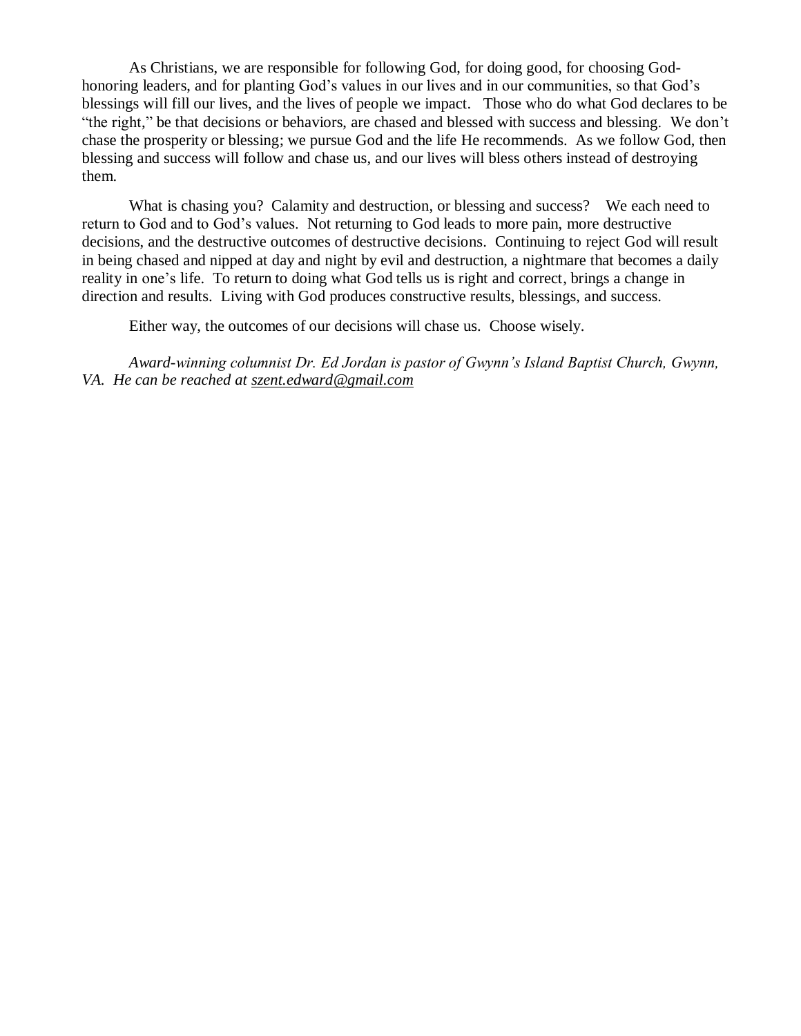As Christians, we are responsible for following God, for doing good, for choosing God-honoring leaders, and for planting God's values in our lives and in our communities, so that God's blessings will fill our lives, and the lives of people we impact. Those who do what God declares to be "the right," be that decisions or behaviors, are chased and blessed with success and blessing. We don't chase the prosperity or blessing; we pursue God and the life He recommends. As we follow God, then blessing and success will follow and chase us, and our lives will bless others instead of destroying them.

What is chasing you? Calamity and destruction, or blessing and success? We each need to return to God and to God's values. Not returning to God leads to more pain, more destructive decisions, and the destructive outcomes of destructive decisions. Continuing to reject God will result in being chased and nipped at day and night by evil and destruction, a nightmare that becomes a daily reality in one's life. To return to doing what God tells us is right and correct, brings a change in direction and results. Living with God produces constructive results, blessings, and success.

Either way, the outcomes of our decisions will chase us. Choose wisely.

*Award-winning columnist Dr. Ed Jordan is pastor of Gwynn's Island Baptist Church, Gwynn, VA. He can be reached at szent.edward@gmail.com*